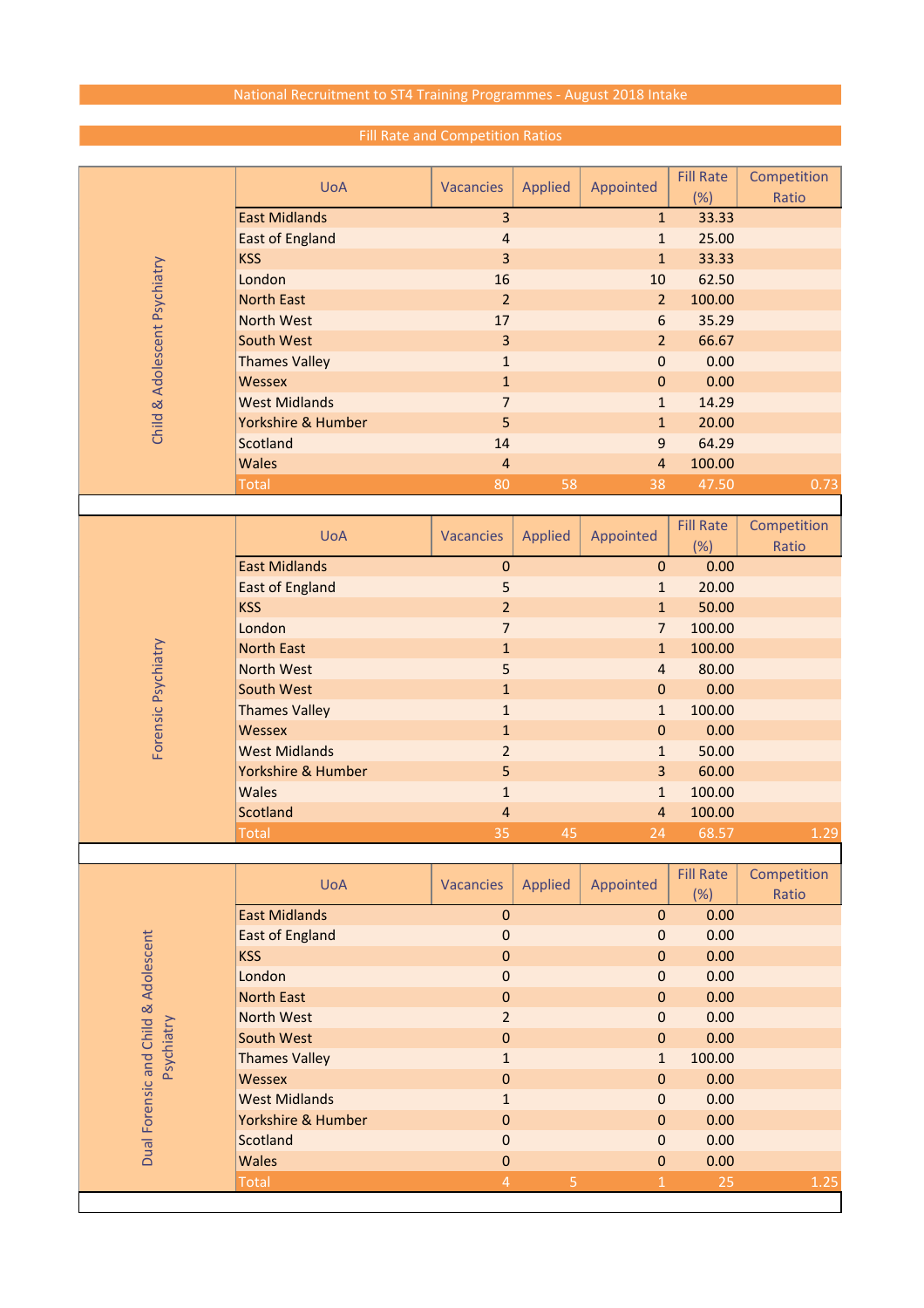# National Recruitment to ST4 Training Programmes - August 2018 Intake

## Fill Rate and Competition Ratios

### Child & Adolescent Psychiatry

| UoA | Vacancies | Applied | Appointed | Fill Rate (%) | Competition Ratio |
|---|---|---|---|---|---|
| East Midlands | 3 | | 1 | 33.33 | |
| East of England | 4 | | 1 | 25.00 | |
| KSS | 3 | | 1 | 33.33 | |
| London | 16 | | 10 | 62.50 | |
| North East | 2 | | 2 | 100.00 | |
| North West | 17 | | 6 | 35.29 | |
| South West | 3 | | 2 | 66.67 | |
| Thames Valley | 1 | | 0 | 0.00 | |
| Wessex | 1 | | 0 | 0.00 | |
| West Midlands | 7 | | 1 | 14.29 | |
| Yorkshire & Humber | 5 | | 1 | 20.00 | |
| Scotland | 14 | | 9 | 64.29 | |
| Wales | 4 | | 4 | 100.00 | |
| Total | 80 | 58 | 38 | 47.50 | 0.73 |

### Forensic Psychiatry

| UoA | Vacancies | Applied | Appointed | Fill Rate (%) | Competition Ratio |
|---|---|---|---|---|---|
| East Midlands | 0 | | 0 | 0.00 | |
| East of England | 5 | | 1 | 20.00 | |
| KSS | 2 | | 1 | 50.00 | |
| London | 7 | | 7 | 100.00 | |
| North East | 1 | | 1 | 100.00 | |
| North West | 5 | | 4 | 80.00 | |
| South West | 1 | | 0 | 0.00 | |
| Thames Valley | 1 | | 1 | 100.00 | |
| Wessex | 1 | | 0 | 0.00 | |
| West Midlands | 2 | | 1 | 50.00 | |
| Yorkshire & Humber | 5 | | 3 | 60.00 | |
| Wales | 1 | | 1 | 100.00 | |
| Scotland | 4 | | 4 | 100.00 | |
| Total | 35 | 45 | 24 | 68.57 | 1.29 |

### Dual Forensic and Child & Adolescent Psychiatry

| UoA | Vacancies | Applied | Appointed | Fill Rate (%) | Competition Ratio |
|---|---|---|---|---|---|
| East Midlands | 0 | | 0 | 0.00 | |
| East of England | 0 | | 0 | 0.00 | |
| KSS | 0 | | 0 | 0.00 | |
| London | 0 | | 0 | 0.00 | |
| North East | 0 | | 0 | 0.00 | |
| North West | 2 | | 0 | 0.00 | |
| South West | 0 | | 0 | 0.00 | |
| Thames Valley | 1 | | 1 | 100.00 | |
| Wessex | 0 | | 0 | 0.00 | |
| West Midlands | 1 | | 0 | 0.00 | |
| Yorkshire & Humber | 0 | | 0 | 0.00 | |
| Scotland | 0 | | 0 | 0.00 | |
| Wales | 0 | | 0 | 0.00 | |
| Total | 4 | 5 | 1 | 25 | 1.25 |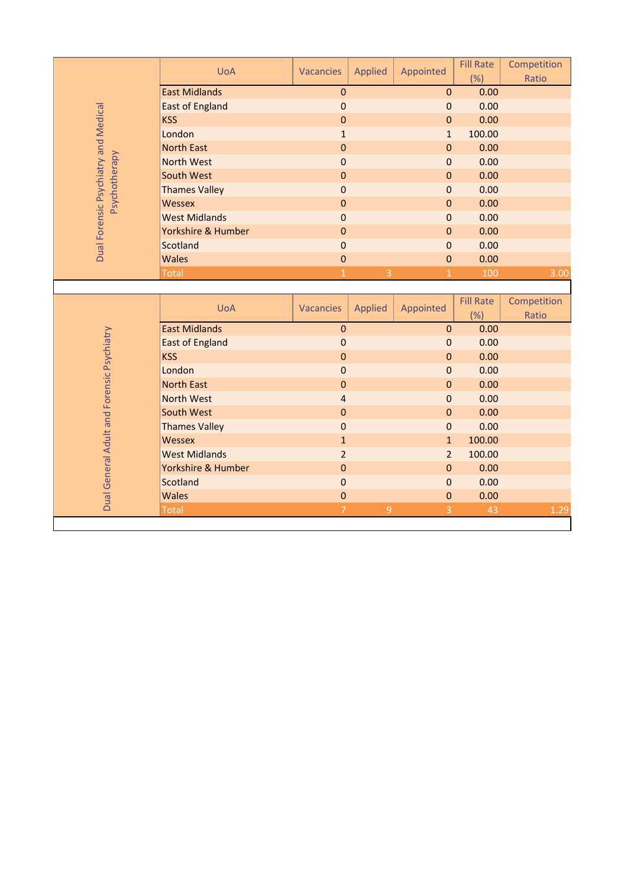## Dual Forensic Psychiatry and Medical Psychotherapy

| UoA | Vacancies | Applied | Appointed | Fill Rate (%) | Competition Ratio |
|---|---|---|---|---|---|
| East Midlands | 0 | | 0 | 0.00 | |
| East of England | 0 | | 0 | 0.00 | |
| KSS | 0 | | 0 | 0.00 | |
| London | 1 | | 1 | 100.00 | |
| North East | 0 | | 0 | 0.00 | |
| North West | 0 | | 0 | 0.00 | |
| South West | 0 | | 0 | 0.00 | |
| Thames Valley | 0 | | 0 | 0.00 | |
| Wessex | 0 | | 0 | 0.00 | |
| West Midlands | 0 | | 0 | 0.00 | |
| Yorkshire & Humber | 0 | | 0 | 0.00 | |
| Scotland | 0 | | 0 | 0.00 | |
| Wales | 0 | | 0 | 0.00 | |
| Total | 1 | 3 | 1 | 100 | 3.00 |

## Dual General Adult and Forensic Psychiatry

| UoA | Vacancies | Applied | Appointed | Fill Rate (%) | Competition Ratio |
|---|---|---|---|---|---|
| East Midlands | 0 | | 0 | 0.00 | |
| East of England | 0 | | 0 | 0.00 | |
| KSS | 0 | | 0 | 0.00 | |
| London | 0 | | 0 | 0.00 | |
| North East | 0 | | 0 | 0.00 | |
| North West | 4 | | 0 | 0.00 | |
| South West | 0 | | 0 | 0.00 | |
| Thames Valley | 0 | | 0 | 0.00 | |
| Wessex | 1 | | 1 | 100.00 | |
| West Midlands | 2 | | 2 | 100.00 | |
| Yorkshire & Humber | 0 | | 0 | 0.00 | |
| Scotland | 0 | | 0 | 0.00 | |
| Wales | 0 | | 0 | 0.00 | |
| Total | 7 | 9 | 3 | 43 | 1.29 |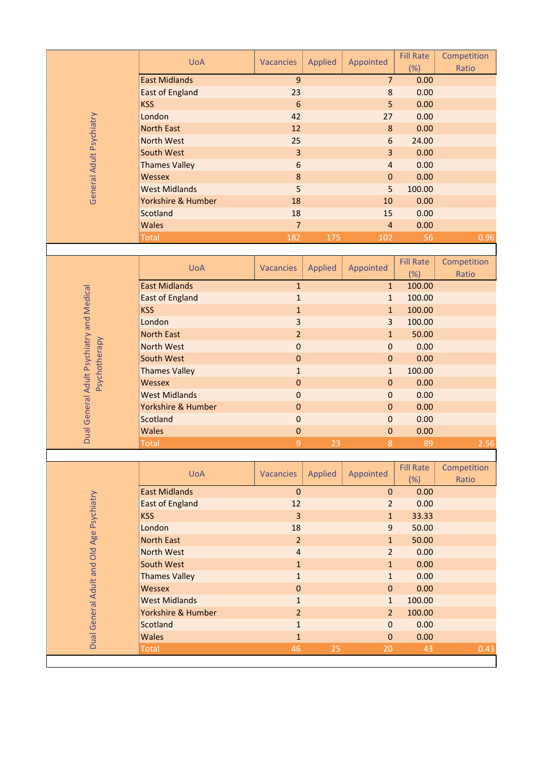## General Adult Psychiatry

| UoA | Vacancies | Applied | Appointed | Fill Rate (%) | Competition Ratio |
|---|---|---|---|---|---|
| East Midlands | 9 | | 7 | 0.00 | |
| East of England | 23 | | 8 | 0.00 | |
| KSS | 6 | | 5 | 0.00 | |
| London | 42 | | 27 | 0.00 | |
| North East | 12 | | 8 | 0.00 | |
| North West | 25 | | 6 | 24.00 | |
| South West | 3 | | 3 | 0.00 | |
| Thames Valley | 6 | | 4 | 0.00 | |
| Wessex | 8 | | 0 | 0.00 | |
| West Midlands | 5 | | 5 | 100.00 | |
| Yorkshire & Humber | 18 | | 10 | 0.00 | |
| Scotland | 18 | | 15 | 0.00 | |
| Wales | 7 | | 4 | 0.00 | |
| Total | 182 | 175 | 102 | 56 | 0.96 |

## Dual General Adult Psychiatry and Medical Psychotherapy

| UoA | Vacancies | Applied | Appointed | Fill Rate (%) | Competition Ratio |
|---|---|---|---|---|---|
| East Midlands | 1 | | 1 | 100.00 | |
| East of England | 1 | | 1 | 100.00 | |
| KSS | 1 | | 1 | 100.00 | |
| London | 3 | | 3 | 100.00 | |
| North East | 2 | | 1 | 50.00 | |
| North West | 0 | | 0 | 0.00 | |
| South West | 0 | | 0 | 0.00 | |
| Thames Valley | 1 | | 1 | 100.00 | |
| Wessex | 0 | | 0 | 0.00 | |
| West Midlands | 0 | | 0 | 0.00 | |
| Yorkshire & Humber | 0 | | 0 | 0.00 | |
| Scotland | 0 | | 0 | 0.00 | |
| Wales | 0 | | 0 | 0.00 | |
| Total | 9 | 23 | 8 | 89 | 2.56 |

## Dual General Adult and Old Age Psychiatry

| UoA | Vacancies | Applied | Appointed | Fill Rate (%) | Competition Ratio |
|---|---|---|---|---|---|
| East Midlands | 0 | | 0 | 0.00 | |
| East of England | 12 | | 2 | 0.00 | |
| KSS | 3 | | 1 | 33.33 | |
| London | 18 | | 9 | 50.00 | |
| North East | 2 | | 1 | 50.00 | |
| North West | 4 | | 2 | 0.00 | |
| South West | 1 | | 1 | 0.00 | |
| Thames Valley | 1 | | 1 | 0.00 | |
| Wessex | 0 | | 0 | 0.00 | |
| West Midlands | 1 | | 1 | 100.00 | |
| Yorkshire & Humber | 2 | | 2 | 100.00 | |
| Scotland | 1 | | 0 | 0.00 | |
| Wales | 1 | | 0 | 0.00 | |
| Total | 46 | 25 | 20 | 43 | 0.43 |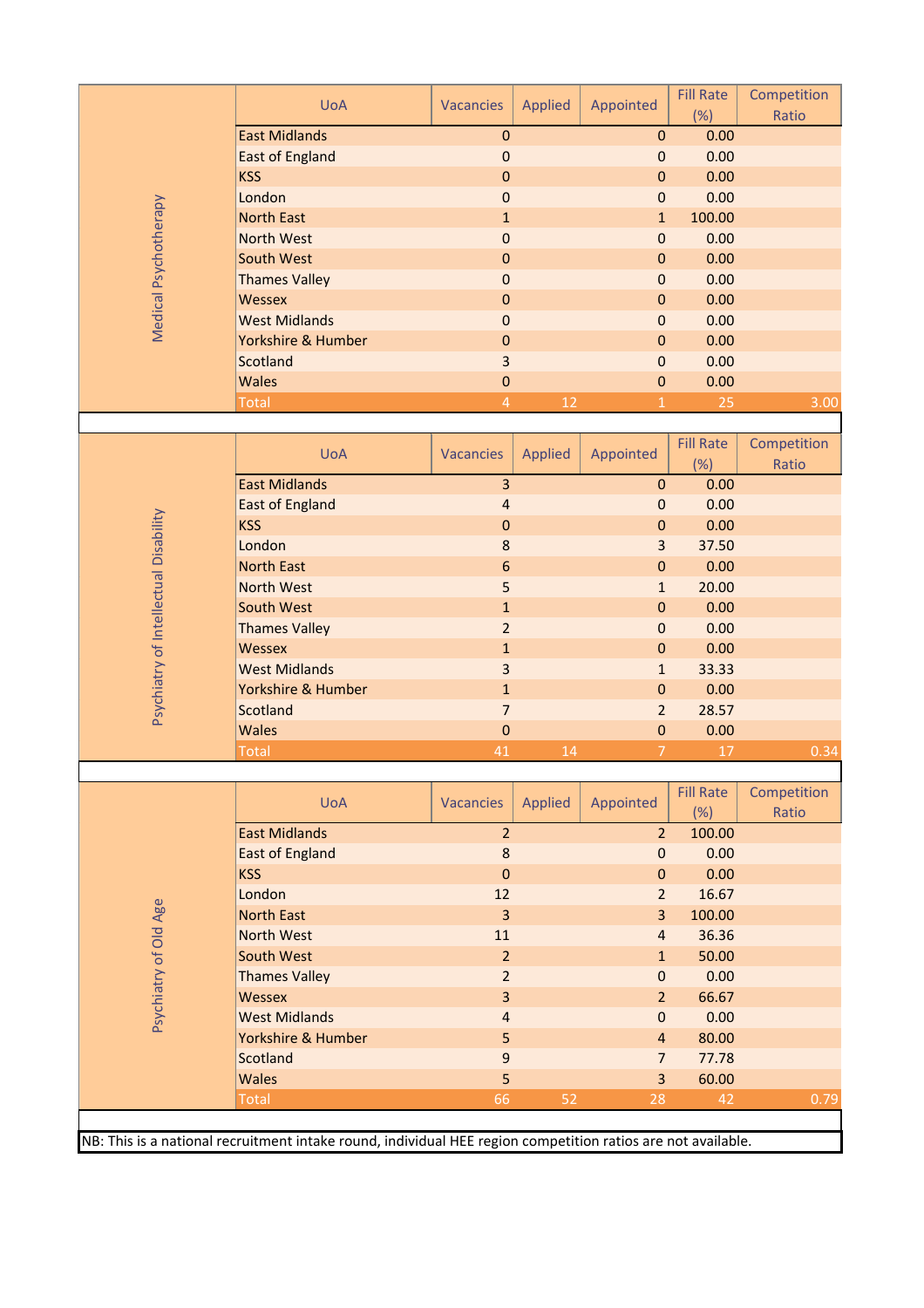## Medical Psychotherapy

| UoA | Vacancies | Applied | Appointed | Fill Rate (%) | Competition Ratio |
|---|---|---|---|---|---|
| East Midlands | 0 | | 0 | 0.00 | |
| East of England | 0 | | 0 | 0.00 | |
| KSS | 0 | | 0 | 0.00 | |
| London | 0 | | 0 | 0.00 | |
| North East | 1 | | 1 | 100.00 | |
| North West | 0 | | 0 | 0.00 | |
| South West | 0 | | 0 | 0.00 | |
| Thames Valley | 0 | | 0 | 0.00 | |
| Wessex | 0 | | 0 | 0.00 | |
| West Midlands | 0 | | 0 | 0.00 | |
| Yorkshire & Humber | 0 | | 0 | 0.00 | |
| Scotland | 3 | | 0 | 0.00 | |
| Wales | 0 | | 0 | 0.00 | |
| Total | 4 | 12 | 1 | 25 | 3.00 |

## Psychiatry of Intellectual Disability

| UoA | Vacancies | Applied | Appointed | Fill Rate (%) | Competition Ratio |
|---|---|---|---|---|---|
| East Midlands | 3 | | 0 | 0.00 | |
| East of England | 4 | | 0 | 0.00 | |
| KSS | 0 | | 0 | 0.00 | |
| London | 8 | | 3 | 37.50 | |
| North East | 6 | | 0 | 0.00 | |
| North West | 5 | | 1 | 20.00 | |
| South West | 1 | | 0 | 0.00 | |
| Thames Valley | 2 | | 0 | 0.00 | |
| Wessex | 1 | | 0 | 0.00 | |
| West Midlands | 3 | | 1 | 33.33 | |
| Yorkshire & Humber | 1 | | 0 | 0.00 | |
| Scotland | 7 | | 2 | 28.57 | |
| Wales | 0 | | 0 | 0.00 | |
| Total | 41 | 14 | 7 | 17 | 0.34 |

## Psychiatry of Old Age

| UoA | Vacancies | Applied | Appointed | Fill Rate (%) | Competition Ratio |
|---|---|---|---|---|---|
| East Midlands | 2 | | 2 | 100.00 | |
| East of England | 8 | | 0 | 0.00 | |
| KSS | 0 | | 0 | 0.00 | |
| London | 12 | | 2 | 16.67 | |
| North East | 3 | | 3 | 100.00 | |
| North West | 11 | | 4 | 36.36 | |
| South West | 2 | | 1 | 50.00 | |
| Thames Valley | 2 | | 0 | 0.00 | |
| Wessex | 3 | | 2 | 66.67 | |
| West Midlands | 4 | | 0 | 0.00 | |
| Yorkshire & Humber | 5 | | 4 | 80.00 | |
| Scotland | 9 | | 7 | 77.78 | |
| Wales | 5 | | 3 | 60.00 | |
| Total | 66 | 52 | 28 | 42 | 0.79 |

NB: This is a national recruitment intake round, individual HEE region competition ratios are not available.